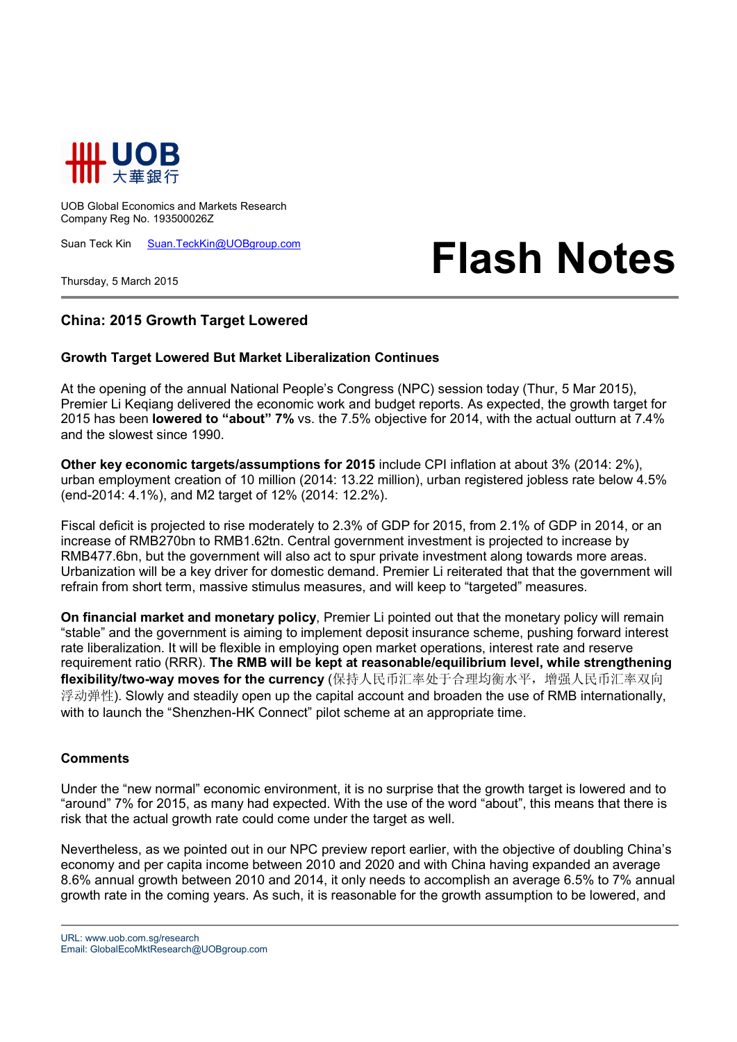UOB 大華銀行

UOB Global Economics and Markets Research
Company Reg No. 193500026Z

Suan Teck Kin Suan.TeckKin@UOBgroup.com

Thursday, 5 March 2015

# Flash Notes

## China: 2015 Growth Target Lowered

### Growth Target Lowered But Market Liberalization Continues

At the opening of the annual National People's Congress (NPC) session today (Thur, 5 Mar 2015), Premier Li Keqiang delivered the economic work and budget reports. As expected, the growth target for 2015 has been **lowered to "about" 7%** vs. the 7.5% objective for 2014, with the actual outturn at 7.4% and the slowest since 1990.

**Other key economic targets/assumptions for 2015** include CPI inflation at about 3% (2014: 2%), urban employment creation of 10 million (2014: 13.22 million), urban registered jobless rate below 4.5% (end-2014: 4.1%), and M2 target of 12% (2014: 12.2%).

Fiscal deficit is projected to rise moderately to 2.3% of GDP for 2015, from 2.1% of GDP in 2014, or an increase of RMB270bn to RMB1.62tn. Central government investment is projected to increase by RMB477.6bn, but the government will also act to spur private investment along towards more areas. Urbanization will be a key driver for domestic demand. Premier Li reiterated that that the government will refrain from short term, massive stimulus measures, and will keep to "targeted" measures.

**On financial market and monetary policy**, Premier Li pointed out that the monetary policy will remain "stable" and the government is aiming to implement deposit insurance scheme, pushing forward interest rate liberalization. It will be flexible in employing open market operations, interest rate and reserve requirement ratio (RRR). **The RMB will be kept at reasonable/equilibrium level, while strengthening flexibility/two-way moves for the currency** (保持人民币汇率处于合理均衡水平，增强人民币汇率双向浮动弹性). Slowly and steadily open up the capital account and broaden the use of RMB internationally, with to launch the "Shenzhen-HK Connect" pilot scheme at an appropriate time.

### Comments

Under the "new normal" economic environment, it is no surprise that the growth target is lowered and to "around" 7% for 2015, as many had expected. With the use of the word "about", this means that there is risk that the actual growth rate could come under the target as well.

Nevertheless, as we pointed out in our NPC preview report earlier, with the objective of doubling China's economy and per capita income between 2010 and 2020 and with China having expanded an average 8.6% annual growth between 2010 and 2014, it only needs to accomplish an average 6.5% to 7% annual growth rate in the coming years. As such, it is reasonable for the growth assumption to be lowered, and

URL: www.uob.com.sg/research
Email: GlobalEcoMktResearch@UOBgroup.com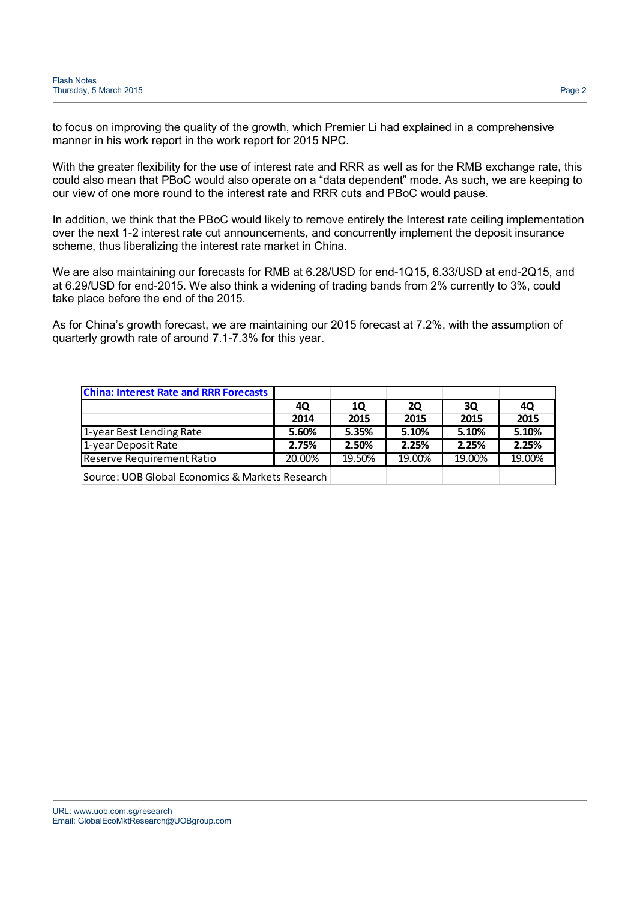to focus on improving the quality of the growth, which Premier Li had explained in a comprehensive manner in his work report in the work report for 2015 NPC.

With the greater flexibility for the use of interest rate and RRR as well as for the RMB exchange rate, this could also mean that PBoC would also operate on a "data dependent" mode. As such, we are keeping to our view of one more round to the interest rate and RRR cuts and PBoC would pause.

In addition, we think that the PBoC would likely to remove entirely the Interest rate ceiling implementation over the next 1-2 interest rate cut announcements, and concurrently implement the deposit insurance scheme, thus liberalizing the interest rate market in China.

We are also maintaining our forecasts for RMB at 6.28/USD for end-1Q15, 6.33/USD at end-2Q15, and at 6.29/USD for end-2015. We also think a widening of trading bands from 2% currently to 3%, could take place before the end of the 2015.

As for China's growth forecast, we are maintaining our 2015 forecast at 7.2%, with the assumption of quarterly growth rate of around 7.1-7.3% for this year.

| China: Interest Rate and RRR Forecasts | 4Q 2014 | 1Q 2015 | 2Q 2015 | 3Q 2015 | 4Q 2015 |
|---|---|---|---|---|---|
| 1-year Best Lending Rate | **5.60%** | **5.35%** | **5.10%** | **5.10%** | **5.10%** |
| 1-year Deposit Rate | **2.75%** | **2.50%** | **2.25%** | **2.25%** | **2.25%** |
| Reserve Requirement Ratio | 20.00% | 19.50% | 19.00% | 19.00% | 19.00% |

Source: UOB Global Economics & Markets Research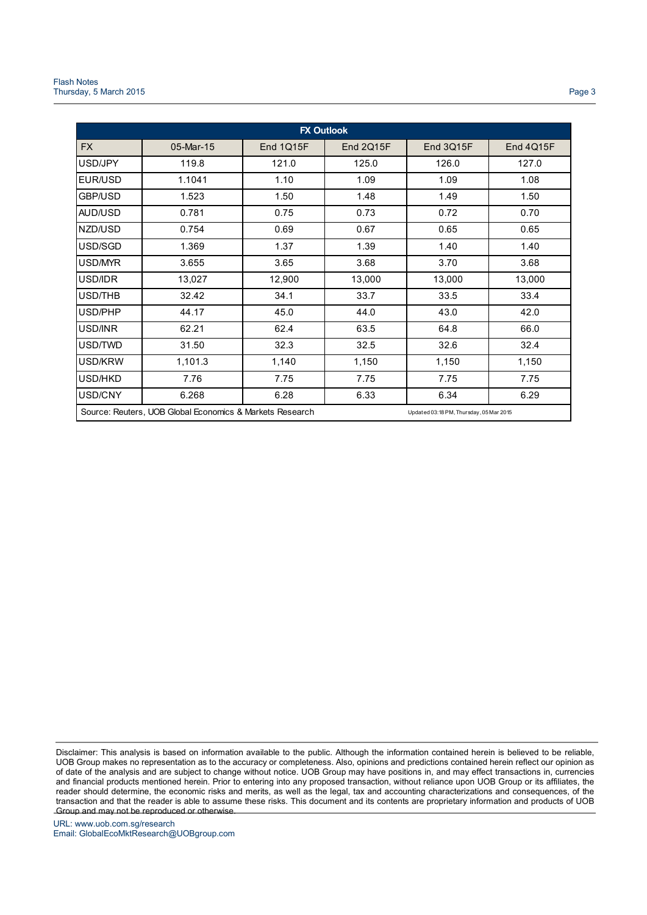| FX Outlook | | | | | |
|---|---|---|---|---|---|
| FX | 05-Mar-15 | End 1Q15F | End 2Q15F | End 3Q15F | End 4Q15F |
| USD/JPY | 119.8 | 121.0 | 125.0 | 126.0 | 127.0 |
| EUR/USD | 1.1041 | 1.10 | 1.09 | 1.09 | 1.08 |
| GBP/USD | 1.523 | 1.50 | 1.48 | 1.49 | 1.50 |
| AUD/USD | 0.781 | 0.75 | 0.73 | 0.72 | 0.70 |
| NZD/USD | 0.754 | 0.69 | 0.67 | 0.65 | 0.65 |
| USD/SGD | 1.369 | 1.37 | 1.39 | 1.40 | 1.40 |
| USD/MYR | 3.655 | 3.65 | 3.68 | 3.70 | 3.68 |
| USD/IDR | 13,027 | 12,900 | 13,000 | 13,000 | 13,000 |
| USD/THB | 32.42 | 34.1 | 33.7 | 33.5 | 33.4 |
| USD/PHP | 44.17 | 45.0 | 44.0 | 43.0 | 42.0 |
| USD/INR | 62.21 | 62.4 | 63.5 | 64.8 | 66.0 |
| USD/TWD | 31.50 | 32.3 | 32.5 | 32.6 | 32.4 |
| USD/KRW | 1,101.3 | 1,140 | 1,150 | 1,150 | 1,150 |
| USD/HKD | 7.76 | 7.75 | 7.75 | 7.75 | 7.75 |
| USD/CNY | 6.268 | 6.28 | 6.33 | 6.34 | 6.29 |

Source: Reuters, UOB Global Economics & Markets Research — Updated 03:18 PM, Thursday, 05 Mar 2015

Disclaimer: This analysis is based on information available to the public. Although the information contained herein is believed to be reliable, UOB Group makes no representation as to the accuracy or completeness. Also, opinions and predictions contained herein reflect our opinion as of date of the analysis and are subject to change without notice. UOB Group may have positions in, and may effect transactions in, currencies and financial products mentioned herein. Prior to entering into any proposed transaction, without reliance upon UOB Group or its affiliates, the reader should determine, the economic risks and merits, as well as the legal, tax and accounting characterizations and consequences, of the transaction and that the reader is able to assume these risks. This document and its contents are proprietary information and products of UOB Group and may not be reproduced or otherwise.

URL: www.uob.com.sg/research
Email: GlobalEcoMktResearch@UOBgroup.com